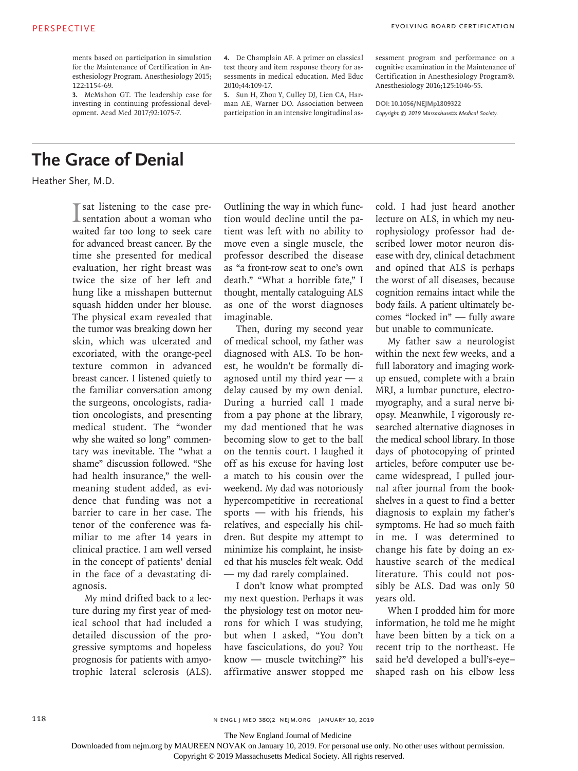ments based on participation in simulation for the Maintenance of Certification in Anesthesiology Program. Anesthesiology 2015;122:1154-69.

3. McMahon GT. The leadership case for investing in continuing professional development. Acad Med 2017;92:1075-7.

4. De Champlain AF. A primer on classical test theory and item response theory for assessments in medical education. Med Educ 2010;44:109-17.

5. Sun H, Zhou Y, Culley DJ, Lien CA, Harman AE, Warner DO. Association between participation in an intensive longitudinal assessment program and performance on a cognitive examination in the Maintenance of Certification in Anesthesiology Program®. Anesthesiology 2016;125:1046-55.

DOI: 10.1056/NEJMp1809322

*Copyright © 2019 Massachusetts Medical Society.*

# The Grace of Denial

Heather Sher, M.D.

I sat listening to the case presentation about a woman who waited far too long to seek care for advanced breast cancer. By the time she presented for medical evaluation, her right breast was twice the size of her left and hung like a misshapen butternut squash hidden under her blouse. The physical exam revealed that the tumor was breaking down her skin, which was ulcerated and excoriated, with the orange-peel texture common in advanced breast cancer. I listened quietly to the familiar conversation among the surgeons, oncologists, radiation oncologists, and presenting medical student. The "wonder why she waited so long" commentary was inevitable. The "what a shame" discussion followed. "She had health insurance," the well-meaning student added, as evidence that funding was not a barrier to care in her case. The tenor of the conference was familiar to me after 14 years in clinical practice. I am well versed in the concept of patients' denial in the face of a devastating diagnosis.

My mind drifted back to a lecture during my first year of medical school that had included a detailed discussion of the progressive symptoms and hopeless prognosis for patients with amyotrophic lateral sclerosis (ALS). Outlining the way in which function would decline until the patient was left with no ability to move even a single muscle, the professor described the disease as "a front-row seat to one's own death." "What a horrible fate," I thought, mentally cataloguing ALS as one of the worst diagnoses imaginable.

Then, during my second year of medical school, my father was diagnosed with ALS. To be honest, he wouldn't be formally diagnosed until my third year — a delay caused by my own denial. During a hurried call I made from a pay phone at the library, my dad mentioned that he was becoming slow to get to the ball on the tennis court. I laughed it off as his excuse for having lost a match to his cousin over the weekend. My dad was notoriously hypercompetitive in recreational sports — with his friends, his relatives, and especially his children. But despite my attempt to minimize his complaint, he insisted that his muscles felt weak. Odd — my dad rarely complained.

I don't know what prompted my next question. Perhaps it was the physiology test on motor neurons for which I was studying, but when I asked, "You don't have fasciculations, do you? You know — muscle twitching?" his affirmative answer stopped me cold. I had just heard another lecture on ALS, in which my neurophysiology professor had described lower motor neuron disease with dry, clinical detachment and opined that ALS is perhaps the worst of all diseases, because cognition remains intact while the body fails. A patient ultimately becomes "locked in" — fully aware but unable to communicate.

My father saw a neurologist within the next few weeks, and a full laboratory and imaging workup ensued, complete with a brain MRI, a lumbar puncture, electromyography, and a sural nerve biopsy. Meanwhile, I vigorously researched alternative diagnoses in the medical school library. In those days of photocopying of printed articles, before computer use became widespread, I pulled journal after journal from the bookshelves in a quest to find a better diagnosis to explain my father's symptoms. He had so much faith in me. I was determined to change his fate by doing an exhaustive search of the medical literature. This could not possibly be ALS. Dad was only 50 years old.

When I prodded him for more information, he told me he might have been bitten by a tick on a recent trip to the northeast. He said he'd developed a bull's-eye–shaped rash on his elbow less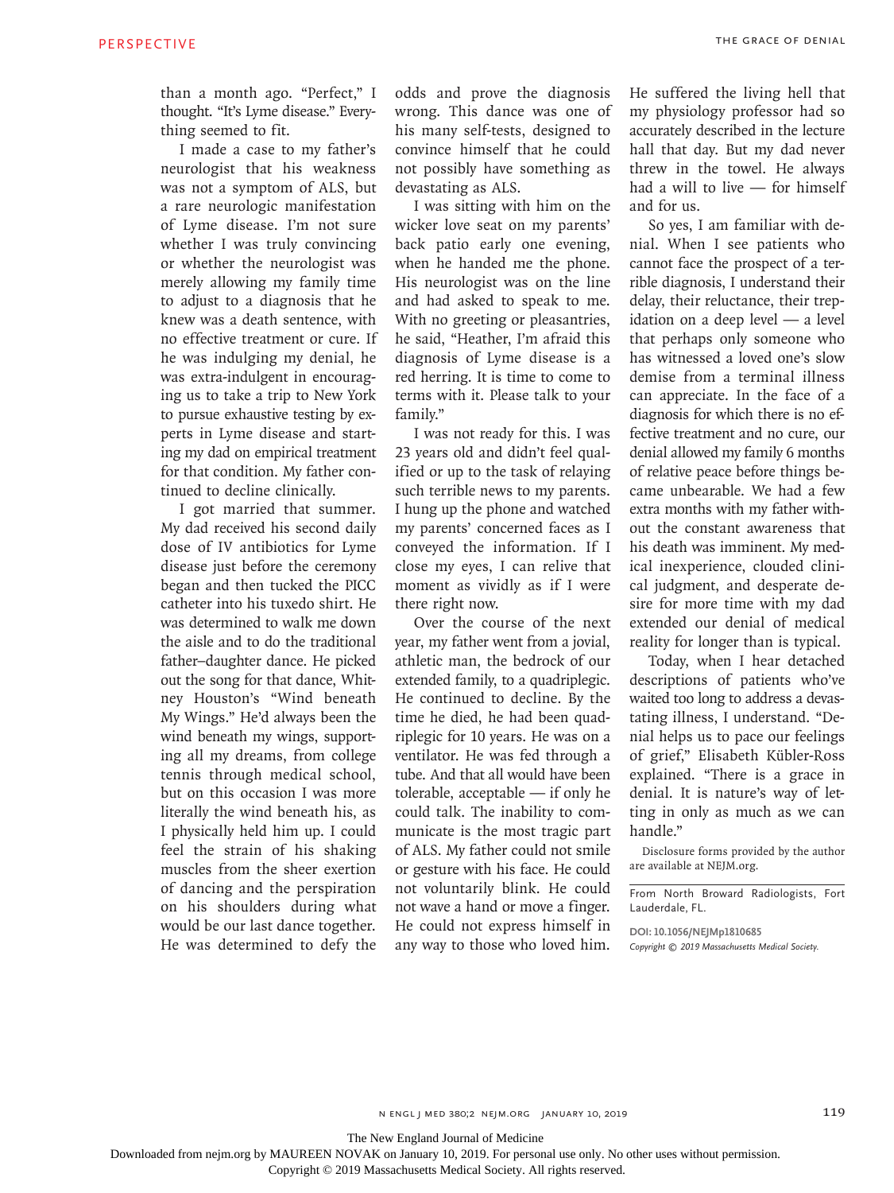than a month ago. "Perfect," I thought. "It's Lyme disease." Everything seemed to fit.

I made a case to my father's neurologist that his weakness was not a symptom of ALS, but a rare neurologic manifestation of Lyme disease. I'm not sure whether I was truly convincing or whether the neurologist was merely allowing my family time to adjust to a diagnosis that he knew was a death sentence, with no effective treatment or cure. If he was indulging my denial, he was extra-indulgent in encouraging us to take a trip to New York to pursue exhaustive testing by experts in Lyme disease and starting my dad on empirical treatment for that condition. My father continued to decline clinically.

I got married that summer. My dad received his second daily dose of IV antibiotics for Lyme disease just before the ceremony began and then tucked the PICC catheter into his tuxedo shirt. He was determined to walk me down the aisle and to do the traditional father–daughter dance. He picked out the song for that dance, Whitney Houston's "Wind beneath My Wings." He'd always been the wind beneath my wings, supporting all my dreams, from college tennis through medical school, but on this occasion I was more literally the wind beneath his, as I physically held him up. I could feel the strain of his shaking muscles from the sheer exertion of dancing and the perspiration on his shoulders during what would be our last dance together. He was determined to defy the odds and prove the diagnosis wrong. This dance was one of his many self-tests, designed to convince himself that he could not possibly have something as devastating as ALS.

I was sitting with him on the wicker love seat on my parents' back patio early one evening, when he handed me the phone. His neurologist was on the line and had asked to speak to me. With no greeting or pleasantries, he said, "Heather, I'm afraid this diagnosis of Lyme disease is a red herring. It is time to come to terms with it. Please talk to your family."

I was not ready for this. I was 23 years old and didn't feel qualified or up to the task of relaying such terrible news to my parents. I hung up the phone and watched my parents' concerned faces as I conveyed the information. If I close my eyes, I can relive that moment as vividly as if I were there right now.

Over the course of the next year, my father went from a jovial, athletic man, the bedrock of our extended family, to a quadriplegic. He continued to decline. By the time he died, he had been quadriplegic for 10 years. He was on a ventilator. He was fed through a tube. And that all would have been tolerable, acceptable — if only he could talk. The inability to communicate is the most tragic part of ALS. My father could not smile or gesture with his face. He could not voluntarily blink. He could not wave a hand or move a finger. He could not express himself in any way to those who loved him. He suffered the living hell that my physiology professor had so accurately described in the lecture hall that day. But my dad never threw in the towel. He always had a will to live — for himself and for us.

So yes, I am familiar with denial. When I see patients who cannot face the prospect of a terrible diagnosis, I understand their delay, their reluctance, their trepidation on a deep level — a level that perhaps only someone who has witnessed a loved one's slow demise from a terminal illness can appreciate. In the face of a diagnosis for which there is no effective treatment and no cure, our denial allowed my family 6 months of relative peace before things became unbearable. We had a few extra months with my father without the constant awareness that his death was imminent. My medical inexperience, clouded clinical judgment, and desperate desire for more time with my dad extended our denial of medical reality for longer than is typical.

Today, when I hear detached descriptions of patients who've waited too long to address a devastating illness, I understand. "Denial helps us to pace our feelings of grief," Elisabeth Kübler-Ross explained. "There is a grace in denial. It is nature's way of letting in only as much as we can handle."

Disclosure forms provided by the author are available at NEJM.org.

From North Broward Radiologists, Fort Lauderdale, FL.

DOI: 10.1056/NEJMp1810685

*Copyright © 2019 Massachusetts Medical Society.*